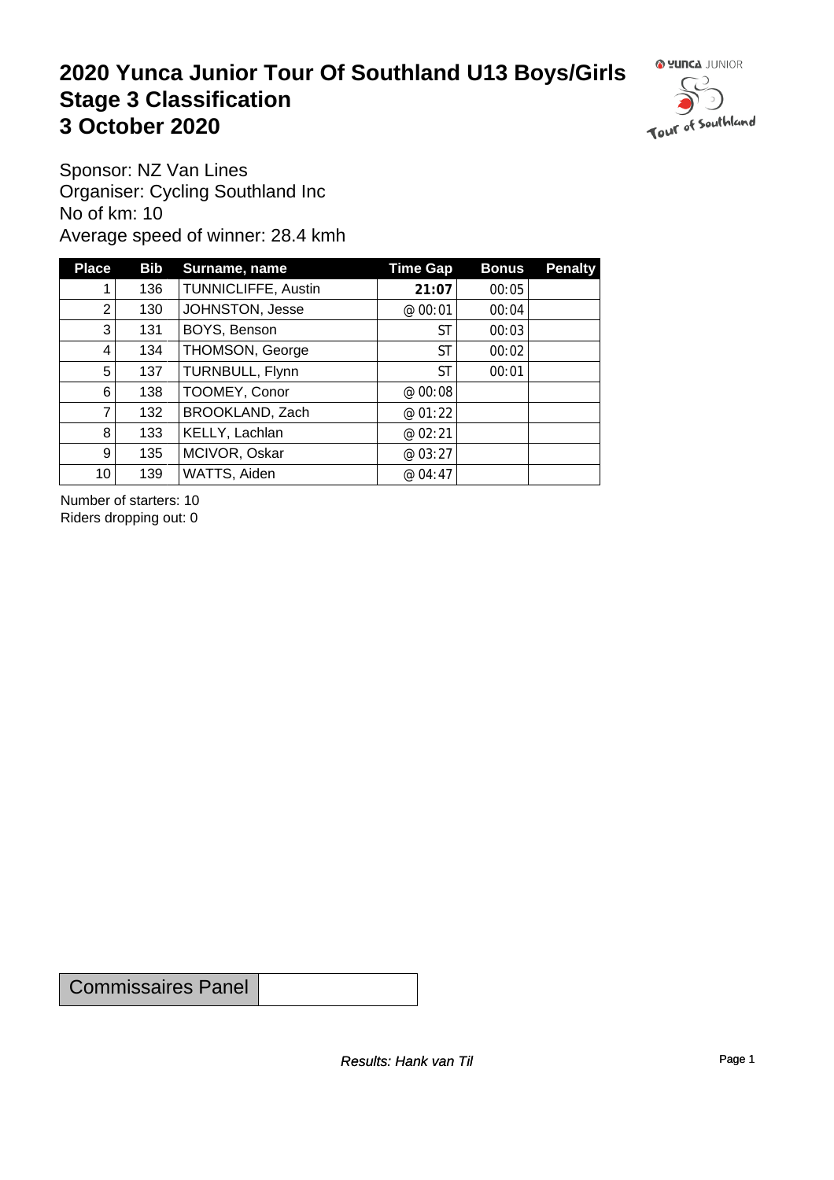# 2020 Yunca Junior Tour Of Southland U13 Boys/Girls
# Stage 3 Classification
# 3 October 2020

Sponsor: NZ Van Lines
Organiser: Cycling Southland Inc
No of km: 10
Average speed of winner: 28.4 kmh

| Place | Bib | Surname, name | Time Gap | Bonus | Penalty |
|---|---|---|---|---|---|
| 1 | 136 | TUNNICLIFFE, Austin | **21:07** | 00:05 | |
| 2 | 130 | JOHNSTON, Jesse | @ 00:01 | 00:04 | |
| 3 | 131 | BOYS, Benson | ST | 00:03 | |
| 4 | 134 | THOMSON, George | ST | 00:02 | |
| 5 | 137 | TURNBULL, Flynn | ST | 00:01 | |
| 6 | 138 | TOOMEY, Conor | @ 00:08 | | |
| 7 | 132 | BROOKLAND, Zach | @ 01:22 | | |
| 8 | 133 | KELLY, Lachlan | @ 02:21 | | |
| 9 | 135 | MCIVOR, Oskar | @ 03:27 | | |
| 10 | 139 | WATTS, Aiden | @ 04:47 | | |

Number of starters: 10
Riders dropping out: 0

| Commissaires Panel | |
|---|---|

*Results: Hank van Til*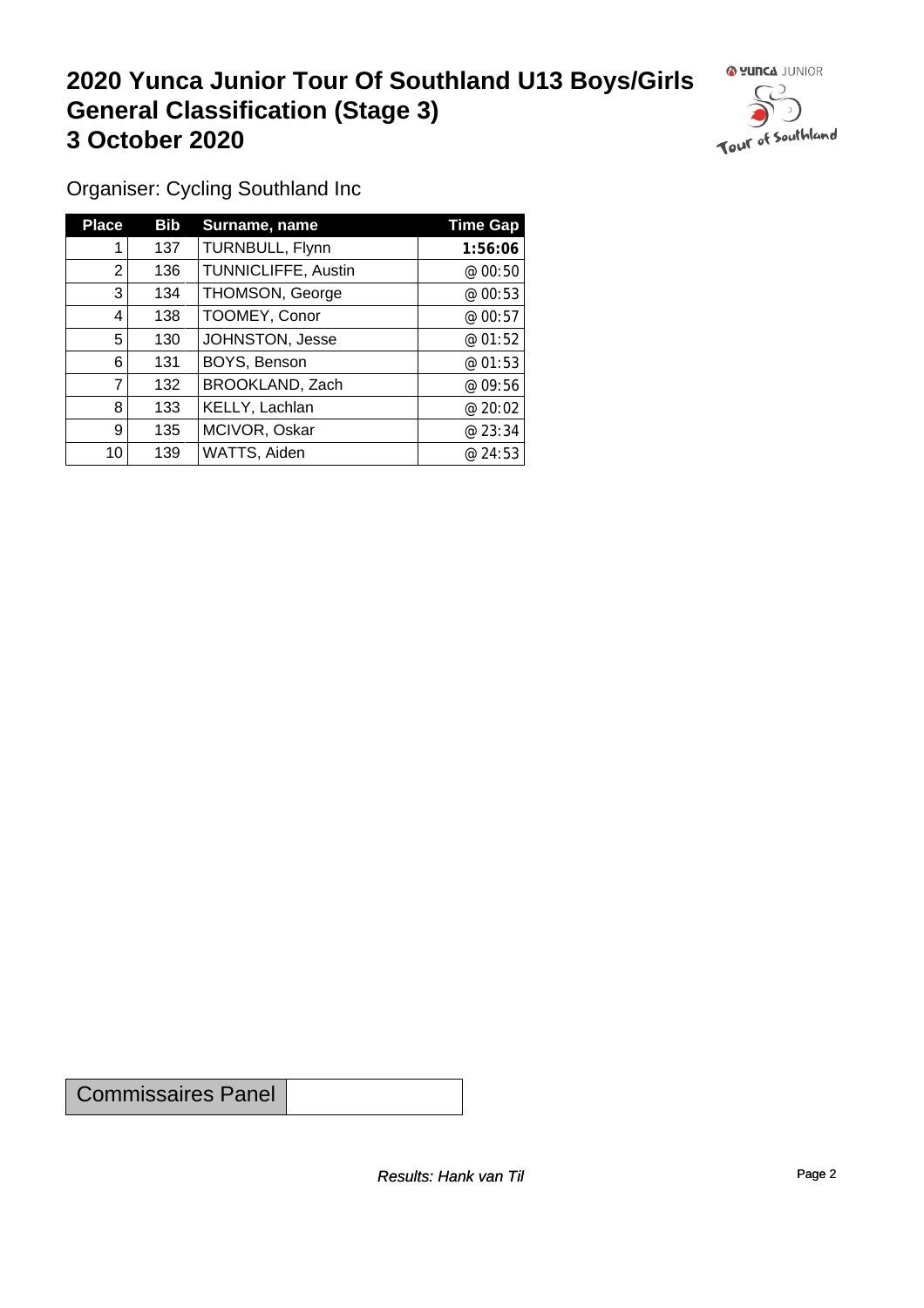# 2020 Yunca Junior Tour Of Southland U13 Boys/Girls General Classification (Stage 3) 3 October 2020

Organiser: Cycling Southland Inc

| Place | Bib | Surname, name | Time Gap |
|---|---|---|---|
| 1 | 137 | TURNBULL, Flynn | **1:56:06** |
| 2 | 136 | TUNNICLIFFE, Austin | @ 00:50 |
| 3 | 134 | THOMSON, George | @ 00:53 |
| 4 | 138 | TOOMEY, Conor | @ 00:57 |
| 5 | 130 | JOHNSTON, Jesse | @ 01:52 |
| 6 | 131 | BOYS, Benson | @ 01:53 |
| 7 | 132 | BROOKLAND, Zach | @ 09:56 |
| 8 | 133 | KELLY, Lachlan | @ 20:02 |
| 9 | 135 | MCIVOR, Oskar | @ 23:34 |
| 10 | 139 | WATTS, Aiden | @ 24:53 |

| Commissaires Panel | |
|---|---|

*Results: Hank van Til*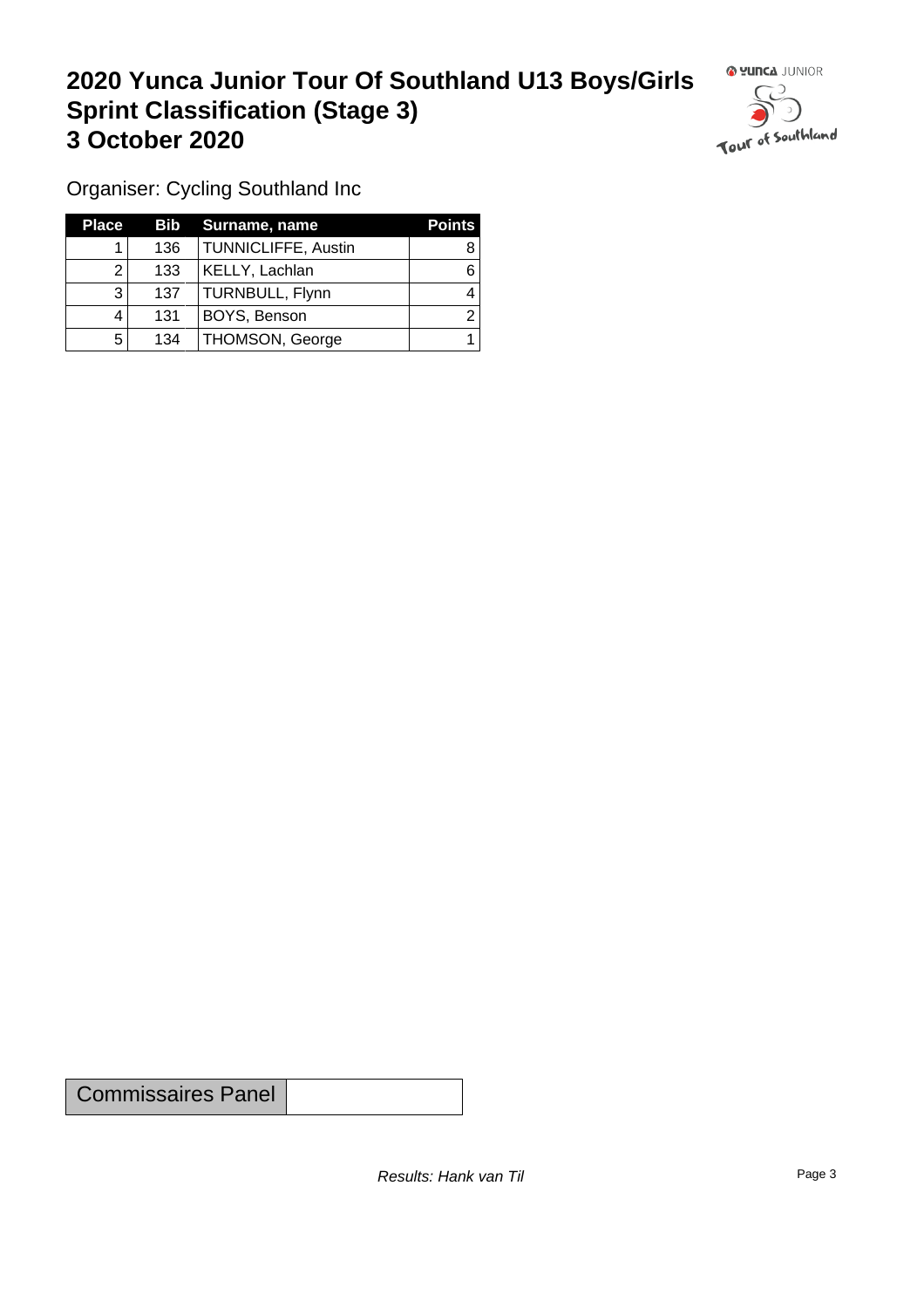# 2020 Yunca Junior Tour Of Southland U13 Boys/Girls Sprint Classification (Stage 3) 3 October 2020

Organiser: Cycling Southland Inc

| Place | Bib | Surname, name | Points |
|---|---|---|---|
| 1 | 136 | TUNNICLIFFE, Austin | 8 |
| 2 | 133 | KELLY, Lachlan | 6 |
| 3 | 137 | TURNBULL, Flynn | 4 |
| 4 | 131 | BOYS, Benson | 2 |
| 5 | 134 | THOMSON, George | 1 |

| Commissaires Panel | |
|---|---|

*Results: Hank van Til*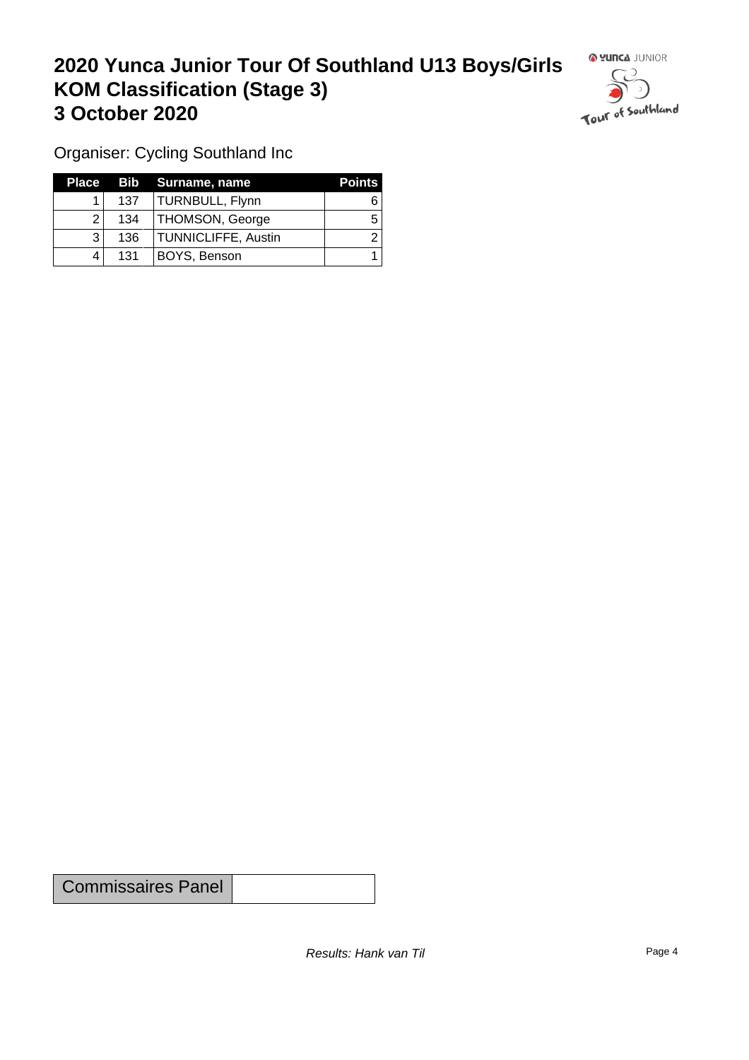# 2020 Yunca Junior Tour Of Southland U13 Boys/Girls KOM Classification (Stage 3) 3 October 2020

Organiser: Cycling Southland Inc

| Place | Bib | Surname, name | Points |
|---|---|---|---|
| 1 | 137 | TURNBULL, Flynn | 6 |
| 2 | 134 | THOMSON, George | 5 |
| 3 | 136 | TUNNICLIFFE, Austin | 2 |
| 4 | 131 | BOYS, Benson | 1 |

| Commissaires Panel | |
|---|---|

*Results: Hank van Til*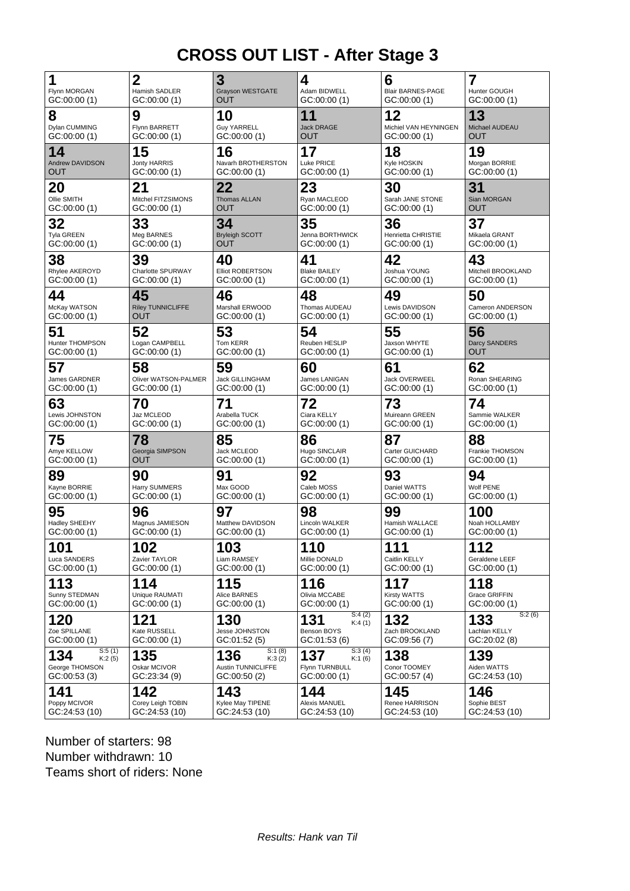# CROSS OUT LIST - After Stage 3

| | | | | | |
|---|---|---|---|---|---|
| **1** Flynn MORGAN GC:00:00 (1) | **2** Hamish SADLER GC:00:00 (1) | **3** Grayson WESTGATE OUT | **4** Adam BIDWELL GC:00:00 (1) | **6** Blair BARNES-PAGE GC:00:00 (1) | **7** Hunter GOUGH GC:00:00 (1) |
| **8** Dylan CUMMING GC:00:00 (1) | **9** Flynn BARRETT GC:00:00 (1) | **10** Guy YARRELL GC:00:00 (1) | **11** Jack DRAGE OUT | **12** Michiel VAN HEYNINGEN GC:00:00 (1) | **13** Michael AUDEAU OUT |
| **14** Andrew DAVIDSON OUT | **15** Jonty HARRIS GC:00:00 (1) | **16** Navarh BROTHERSTON GC:00:00 (1) | **17** Luke PRICE GC:00:00 (1) | **18** Kyle HOSKIN GC:00:00 (1) | **19** Morgan BORRIE GC:00:00 (1) |
| **20** Ollie SMITH GC:00:00 (1) | **21** Mitchel FITZSIMONS GC:00:00 (1) | **22** Thomas ALLAN OUT | **23** Ryan MACLEOD GC:00:00 (1) | **30** Sarah JANE STONE GC:00:00 (1) | **31** Sian MORGAN OUT |
| **32** Tyla GREEN GC:00:00 (1) | **33** Meg BARNES GC:00:00 (1) | **34** Bryleigh SCOTT OUT | **35** Jenna BORTHWICK GC:00:00 (1) | **36** Henrietta CHRISTIE GC:00:00 (1) | **37** Mikaela GRANT GC:00:00 (1) |
| **38** Rhylee AKEROYD GC:00:00 (1) | **39** Charlotte SPURWAY GC:00:00 (1) | **40** Elliot ROBERTSON GC:00:00 (1) | **41** Blake BAILEY GC:00:00 (1) | **42** Joshua YOUNG GC:00:00 (1) | **43** Mitchell BROOKLAND GC:00:00 (1) |
| **44** McKay WATSON GC:00:00 (1) | **45** Riley TUNNICLIFFE OUT | **46** Marshall ERWOOD GC:00:00 (1) | **48** Thomas AUDEAU GC:00:00 (1) | **49** Lewis DAVIDSON GC:00:00 (1) | **50** Cameron ANDERSON GC:00:00 (1) |
| **51** Hunter THOMPSON GC:00:00 (1) | **52** Logan CAMPBELL GC:00:00 (1) | **53** Tom KERR GC:00:00 (1) | **54** Reuben HESLIP GC:00:00 (1) | **55** Jaxson WHYTE GC:00:00 (1) | **56** Darcy SANDERS OUT |
| **57** James GARDNER GC:00:00 (1) | **58** Oliver WATSON-PALMER GC:00:00 (1) | **59** Jack GILLINGHAM GC:00:00 (1) | **60** James LANIGAN GC:00:00 (1) | **61** Jack OVERWEEL GC:00:00 (1) | **62** Ronan SHEARING GC:00:00 (1) |
| **63** Lewis JOHNSTON GC:00:00 (1) | **70** Jaz MCLEOD GC:00:00 (1) | **71** Arabella TUCK GC:00:00 (1) | **72** Ciara KELLY GC:00:00 (1) | **73** Muireann GREEN GC:00:00 (1) | **74** Sammie WALKER GC:00:00 (1) |
| **75** Amye KELLOW GC:00:00 (1) | **78** Georgia SIMPSON OUT | **85** Jack MCLEOD GC:00:00 (1) | **86** Hugo SINCLAIR GC:00:00 (1) | **87** Carter GUICHARD GC:00:00 (1) | **88** Frankie THOMSON GC:00:00 (1) |
| **89** Kayne BORRIE GC:00:00 (1) | **90** Harry SUMMERS GC:00:00 (1) | **91** Max GOOD GC:00:00 (1) | **92** Caleb MOSS GC:00:00 (1) | **93** Daniel WATTS GC:00:00 (1) | **94** Wolf PENE GC:00:00 (1) |
| **95** Hadley SHEEHY GC:00:00 (1) | **96** Magnus JAMIESON GC:00:00 (1) | **97** Matthew DAVIDSON GC:00:00 (1) | **98** Lincoln WALKER GC:00:00 (1) | **99** Hamish WALLACE GC:00:00 (1) | **100** Noah HOLLAMBY GC:00:00 (1) |
| **101** Luca SANDERS GC:00:00 (1) | **102** Zavier TAYLOR GC:00:00 (1) | **103** Liam RAMSEY GC:00:00 (1) | **110** Millie DONALD GC:00:00 (1) | **111** Caitlin KELLY GC:00:00 (1) | **112** Geraldene LEEF GC:00:00 (1) |
| **113** Sunny STEDMAN GC:00:00 (1) | **114** Unique RAUMATI GC:00:00 (1) | **115** Alice BARNES GC:00:00 (1) | **116** Olivia MCCABE GC:00:00 (1) | **117** Kirsty WATTS GC:00:00 (1) | **118** Grace GRIFFIN GC:00:00 (1) |
| **120** Zoe SPILLANE GC:00:00 (1) | **121** Kate RUSSELL GC:00:00 (1) | **130** Jesse JOHNSTON GC:01:52 (5) | **131** S:4 (2) K:4 (1) Benson BOYS GC:01:53 (6) | **132** Zach BROOKLAND GC:09:56 (7) | **133** S:2 (6) Lachlan KELLY GC:20:02 (8) |
| **134** S:5 (1) K:2 (5) George THOMSON GC:00:53 (3) | **135** Oskar MCIVOR GC:23:34 (9) | **136** S:1 (8) K:3 (2) Austin TUNNICLIFFE GC:00:50 (2) | **137** S:3 (4) K:1 (6) Flynn TURNBULL GC:00:00 (1) | **138** Conor TOOMEY GC:00:57 (4) | **139** Aiden WATTS GC:24:53 (10) |
| **141** Poppy MCIVOR GC:24:53 (10) | **142** Corey Leigh TOBIN GC:24:53 (10) | **143** Kylee May TIPENE GC:24:53 (10) | **144** Alexis MANUEL GC:24:53 (10) | **145** Renee HARRISON GC:24:53 (10) | **146** Sophie BEST GC:24:53 (10) |

Number of starters: 98
Number withdrawn: 10
Teams short of riders: None

*Results: Hank van Til*